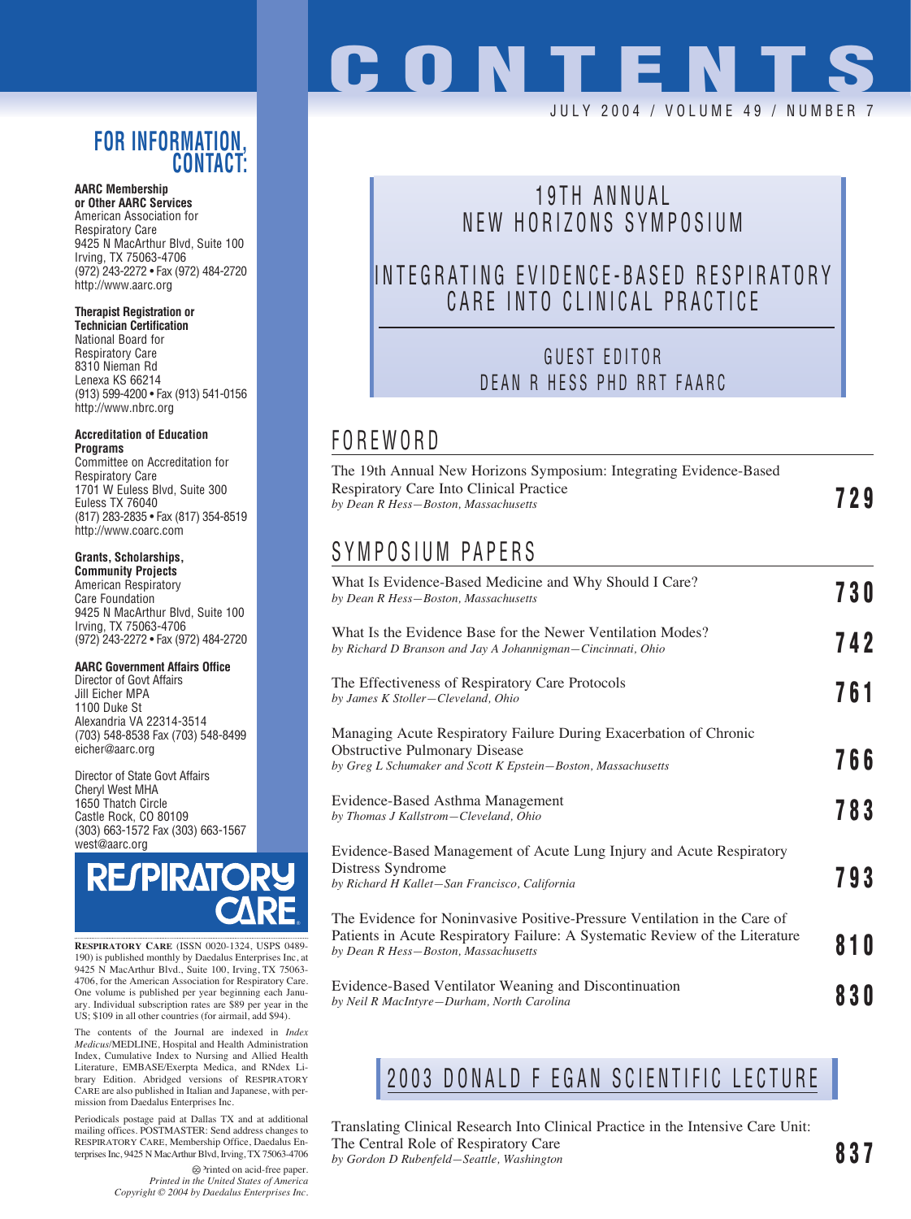# CONTENTS

JULY 2004 / VOLUME 49 / NUMBER 7

## 19TH ANNUAL NEW HORIZONS SYMPOSIUM

## INTEGRATING EVIDENCE-BASED RESPIRATORY CARE INTO CLINICAL PRACTICE

GUEST EDITOR
DEAN R HESS PHD RRT FAARC

## FOREWORD

The 19th Annual New Horizons Symposium: Integrating Evidence-Based Respiratory Care Into Clinical Practice
*by Dean R Hess—Boston, Massachusetts* — **729**

## SYMPOSIUM PAPERS

What Is Evidence-Based Medicine and Why Should I Care?
*by Dean R Hess—Boston, Massachusetts* — **730**

What Is the Evidence Base for the Newer Ventilation Modes?
*by Richard D Branson and Jay A Johannigman—Cincinnati, Ohio* — **742**

The Effectiveness of Respiratory Care Protocols
*by James K Stoller—Cleveland, Ohio* — **761**

Managing Acute Respiratory Failure During Exacerbation of Chronic Obstructive Pulmonary Disease
*by Greg L Schumaker and Scott K Epstein—Boston, Massachusetts* — **766**

Evidence-Based Asthma Management
*by Thomas J Kallstrom—Cleveland, Ohio* — **783**

Evidence-Based Management of Acute Lung Injury and Acute Respiratory Distress Syndrome
*by Richard H Kallet—San Francisco, California* — **793**

The Evidence for Noninvasive Positive-Pressure Ventilation in the Care of Patients in Acute Respiratory Failure: A Systematic Review of the Literature
*by Dean R Hess—Boston, Massachusetts* — **810**

Evidence-Based Ventilator Weaning and Discontinuation
*by Neil R MacIntyre—Durham, North Carolina* — **830**

## 2003 DONALD F EGAN SCIENTIFIC LECTURE

Translating Clinical Research Into Clinical Practice in the Intensive Care Unit: The Central Role of Respiratory Care
*by Gordon D Rubenfeld—Seattle, Washington* — **837**

---

## FOR INFORMATION, CONTACT:

**AARC Membership or Other AARC Services**
American Association for Respiratory Care
9425 N MacArthur Blvd, Suite 100
Irving, TX 75063-4706
(972) 243-2272 • Fax (972) 484-2720
http://www.aarc.org

**Therapist Registration or Technician Certification**
National Board for Respiratory Care
8310 Nieman Rd
Lenexa KS 66214
(913) 599-4200 • Fax (913) 541-0156
http://www.nbrc.org

**Accreditation of Education Programs**
Committee on Accreditation for Respiratory Care
1701 W Euless Blvd, Suite 300
Euless TX 76040
(817) 283-2835 • Fax (817) 354-8519
http://www.coarc.com

**Grants, Scholarships, Community Projects**
American Respiratory Care Foundation
9425 N MacArthur Blvd, Suite 100
Irving, TX 75063-4706
(972) 243-2272 • Fax (972) 484-2720

**AARC Government Affairs Office**
Director of Govt Affairs
Jill Eicher MPA
1100 Duke St
Alexandria VA 22314-3514
(703) 548-8538 Fax (703) 548-8499
eicher@aarc.org

Director of State Govt Affairs
Cheryl West MHA
1650 Thatch Circle
Castle Rock, CO 80109
(303) 663-1572 Fax (303) 663-1567
west@aarc.org

RESPIRATORY CARE

RESPIRATORY CARE (ISSN 0020-1324, USPS 0489-190) is published monthly by Daedalus Enterprises Inc, at 9425 N MacArthur Blvd., Suite 100, Irving, TX 75063-4706, for the American Association for Respiratory Care. One volume is published per year beginning each January. Individual subscription rates are $89 per year in the US; $109 in all other countries (for airmail, add $94).

The contents of the Journal are indexed in *Index Medicus*/MEDLINE, Hospital and Health Administration Index, Cumulative Index to Nursing and Allied Health Literature, EMBASE/Exerpta Medica, and RNdex Library Edition. Abridged versions of RESPIRATORY CARE are also published in Italian and Japanese, with permission from Daedalus Enterprises Inc.

Periodicals postage paid at Dallas TX and at additional mailing offices. POSTMASTER: Send address changes to RESPIRATORY CARE, Membership Office, Daedalus Enterprises Inc, 9425 N MacArthur Blvd, Irving, TX 75063-4706

Printed on acid-free paper.
*Printed in the United States of America*
*Copyright © 2004 by Daedalus Enterprises Inc.*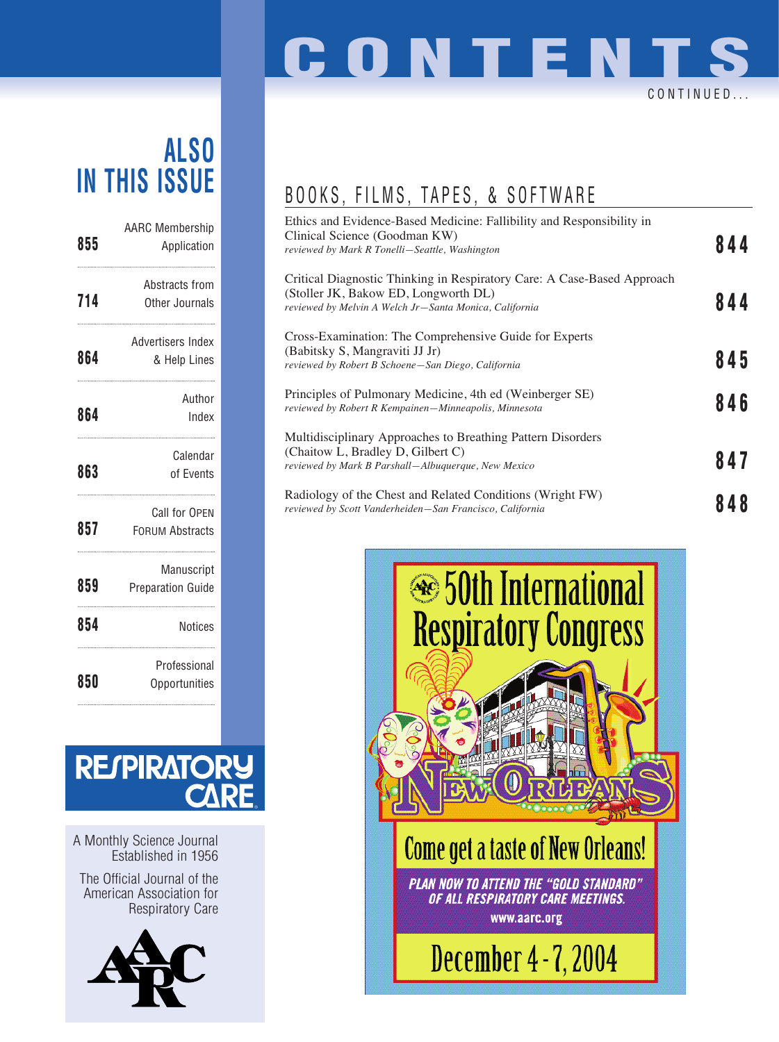# CONTENTS

CONTINUED...

## ALSO IN THIS ISSUE

| | |
|---|---|
| 855 | AARC Membership Application |
| 714 | Abstracts from Other Journals |
| 864 | Advertisers Index & Help Lines |
| 864 | Author Index |
| 863 | Calendar of Events |
| 857 | Call for OPEN FORUM Abstracts |
| 859 | Manuscript Preparation Guide |
| 854 | Notices |
| 850 | Professional Opportunities |

RESPIRATORY CARE

A Monthly Science Journal
Established in 1956

The Official Journal of the
American Association for
Respiratory Care

## BOOKS, FILMS, TAPES, & SOFTWARE

Ethics and Evidence-Based Medicine: Fallibility and Responsibility in Clinical Science (Goodman KW)
*reviewed by Mark R Tonelli—Seattle, Washington* — **844**

Critical Diagnostic Thinking in Respiratory Care: A Case-Based Approach (Stoller JK, Bakow ED, Longworth DL)
*reviewed by Melvin A Welch Jr—Santa Monica, California* — **844**

Cross-Examination: The Comprehensive Guide for Experts (Babitsky S, Mangraviti JJ Jr)
*reviewed by Robert B Schoene—San Diego, California* — **845**

Principles of Pulmonary Medicine, 4th ed (Weinberger SE)
*reviewed by Robert R Kempainen—Minneapolis, Minnesota* — **846**

Multidisciplinary Approaches to Breathing Pattern Disorders (Chaitow L, Bradley D, Gilbert C)
*reviewed by Mark B Parshall—Albuquerque, New Mexico* — **847**

Radiology of the Chest and Related Conditions (Wright FW)
*reviewed by Scott Vanderheiden—San Francisco, California* — **848**

50th International Respiratory Congress

New Orleans

Come get a taste of New Orleans!

PLAN NOW TO ATTEND THE "GOLD STANDARD" OF ALL RESPIRATORY CARE MEETINGS.

www.aarc.org

December 4 - 7, 2004